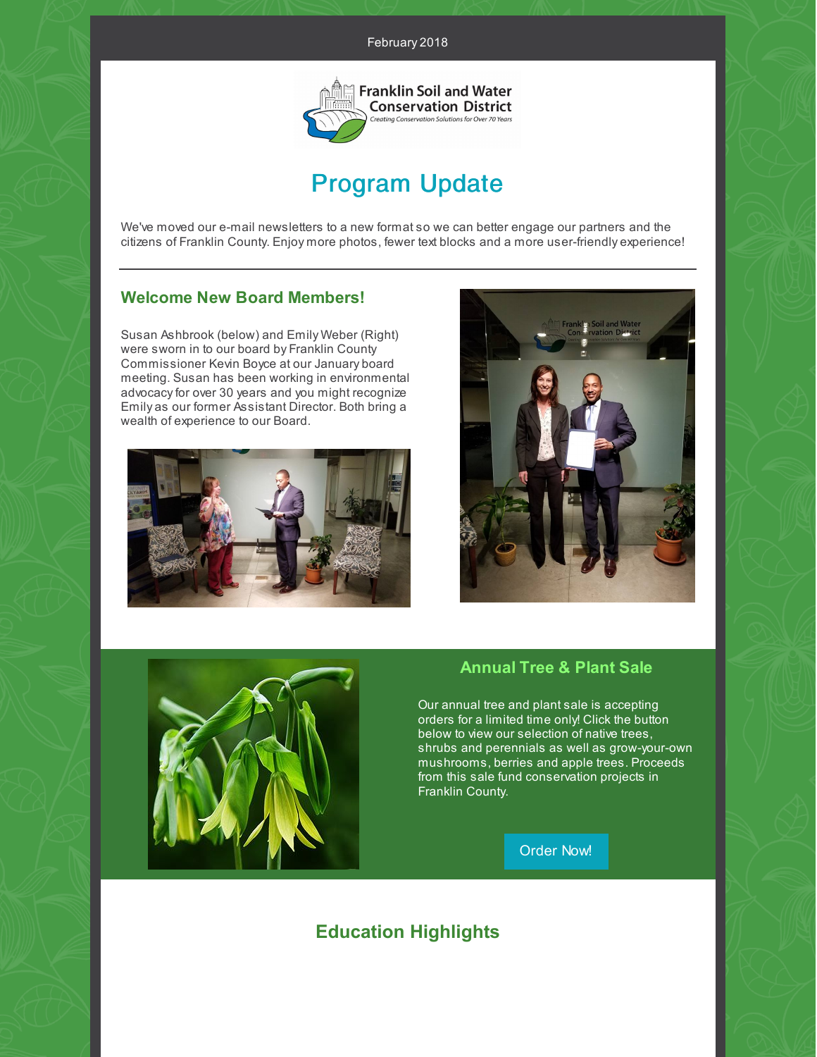February 2018

Franklin Soil and Water Conservation District

*Creating Conservation Solutions for Over 70 Years*

# Program Update

We've moved our e-mail newsletters to a new format so we can better engage our partners and the citizens of Franklin County. Enjoy more photos, fewer text blocks and a more user-friendly experience!

---

## Welcome New Board Members!

Susan Ashbrook (below) and Emily Weber (Right) were sworn in to our board by Franklin County Commissioner Kevin Boyce at our January board meeting. Susan has been working in environmental advocacy for over 30 years and you might recognize Emily as our former Assistant Director. Both bring a wealth of experience to our Board.

## Annual Tree & Plant Sale

Our annual tree and plant sale is accepting orders for a limited time only! Click the button below to view our selection of native trees, shrubs and perennials as well as grow-your-own mushrooms, berries and apple trees. Proceeds from this sale fund conservation projects in Franklin County.

Order Now!

## Education Highlights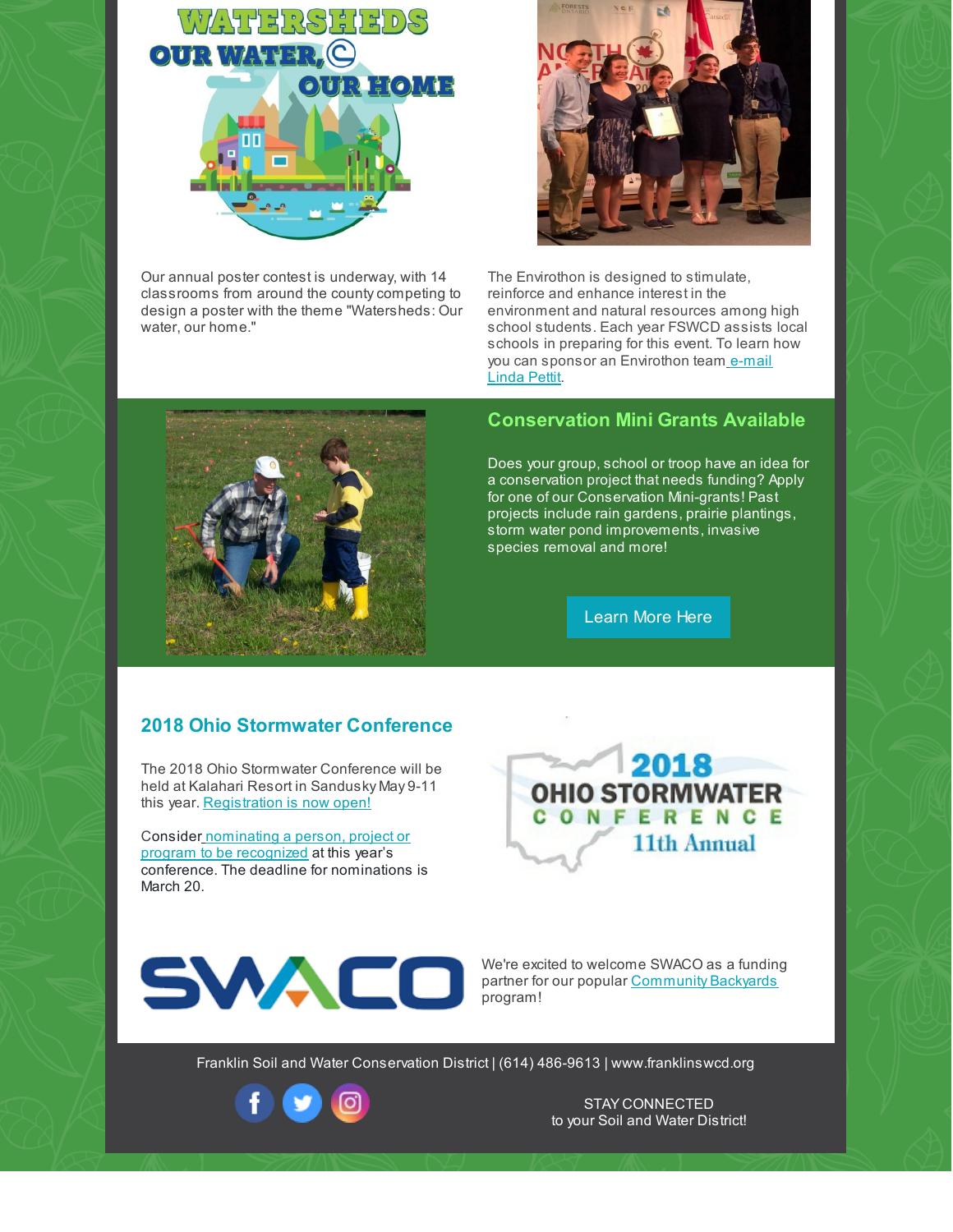Our annual poster contest is underway, with 14 classrooms from around the county competing to design a poster with the theme "Watersheds: Our water, our home."

The Envirothon is designed to stimulate, reinforce and enhance interest in the environment and natural resources among high school students. Each year FSWCD assists local schools in preparing for this event. To learn how you can sponsor an Envirothon team e-mail Linda Pettit.

## Conservation Mini Grants Available

Does your group, school or troop have an idea for a conservation project that needs funding? Apply for one of our Conservation Mini-grants! Past projects include rain gardens, prairie plantings, storm water pond improvements, invasive species removal and more!

Learn More Here

## 2018 Ohio Stormwater Conference

The 2018 Ohio Stormwater Conference will be held at Kalahari Resort in Sandusky May 9-11 this year. Registration is now open!

Consider nominating a person, project or program to be recognized at this year's conference. The deadline for nominations is March 20.

We're excited to welcome SWACO as a funding partner for our popular Community Backyards program!

Franklin Soil and Water Conservation District | (614) 486-9613 | www.franklinswcd.org

STAY CONNECTED
to your Soil and Water District!